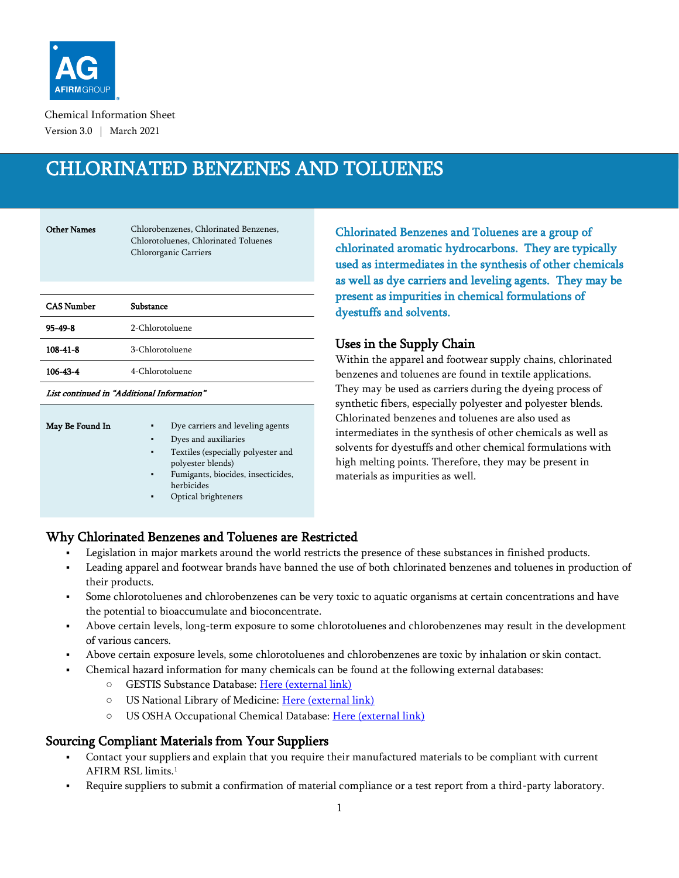AG AFIRM GROUP

Chemical Information Sheet

Version 3.0 | March 2021

# CHLORINATED BENZENES AND TOLUENES

| **Other Names** | Chlorobenzenes, Chlorinated Benzenes, Chlorotoluenes, Chlorinated Toluenes Chlororganic Carriers |
|---|---|

| **CAS Number** | **Substance** |
|---|---|
| **95-49-8** | 2-Chlorotoluene |
| **108-41-8** | 3-Chlorotoluene |
| **106-43-4** | 4-Chlorotoluene |

*List continued in "Additional Information"*

**May Be Found In**

- Dye carriers and leveling agents
- Dyes and auxiliaries
- Textiles (especially polyester and polyester blends)
- Fumigants, biocides, insecticides, herbicides
- Optical brighteners

Chlorinated Benzenes and Toluenes are a group of chlorinated aromatic hydrocarbons. They are typically used as intermediates in the synthesis of other chemicals as well as dye carriers and leveling agents. They may be present as impurities in chemical formulations of dyestuffs and solvents.

## Uses in the Supply Chain

Within the apparel and footwear supply chains, chlorinated benzenes and toluenes are found in textile applications. They may be used as carriers during the dyeing process of synthetic fibers, especially polyester and polyester blends. Chlorinated benzenes and toluenes are also used as intermediates in the synthesis of other chemicals as well as solvents for dyestuffs and other chemical formulations with high melting points. Therefore, they may be present in materials as impurities as well.

## Why Chlorinated Benzenes and Toluenes are Restricted

- Legislation in major markets around the world restricts the presence of these substances in finished products.
- Leading apparel and footwear brands have banned the use of both chlorinated benzenes and toluenes in production of their products.
- Some chlorotoluenes and chlorobenzenes can be very toxic to aquatic organisms at certain concentrations and have the potential to bioaccumulate and bioconcentrate.
- Above certain levels, long-term exposure to some chlorotoluenes and chlorobenzenes may result in the development of various cancers.
- Above certain exposure levels, some chlorotoluenes and chlorobenzenes are toxic by inhalation or skin contact.
- Chemical hazard information for many chemicals can be found at the following external databases:
  - GESTIS Substance Database: Here (external link)
  - US National Library of Medicine: Here (external link)
  - US OSHA Occupational Chemical Database: Here (external link)

## Sourcing Compliant Materials from Your Suppliers

- Contact your suppliers and explain that you require their manufactured materials to be compliant with current AFIRM RSL limits.[1]
- Require suppliers to submit a confirmation of material compliance or a test report from a third-party laboratory.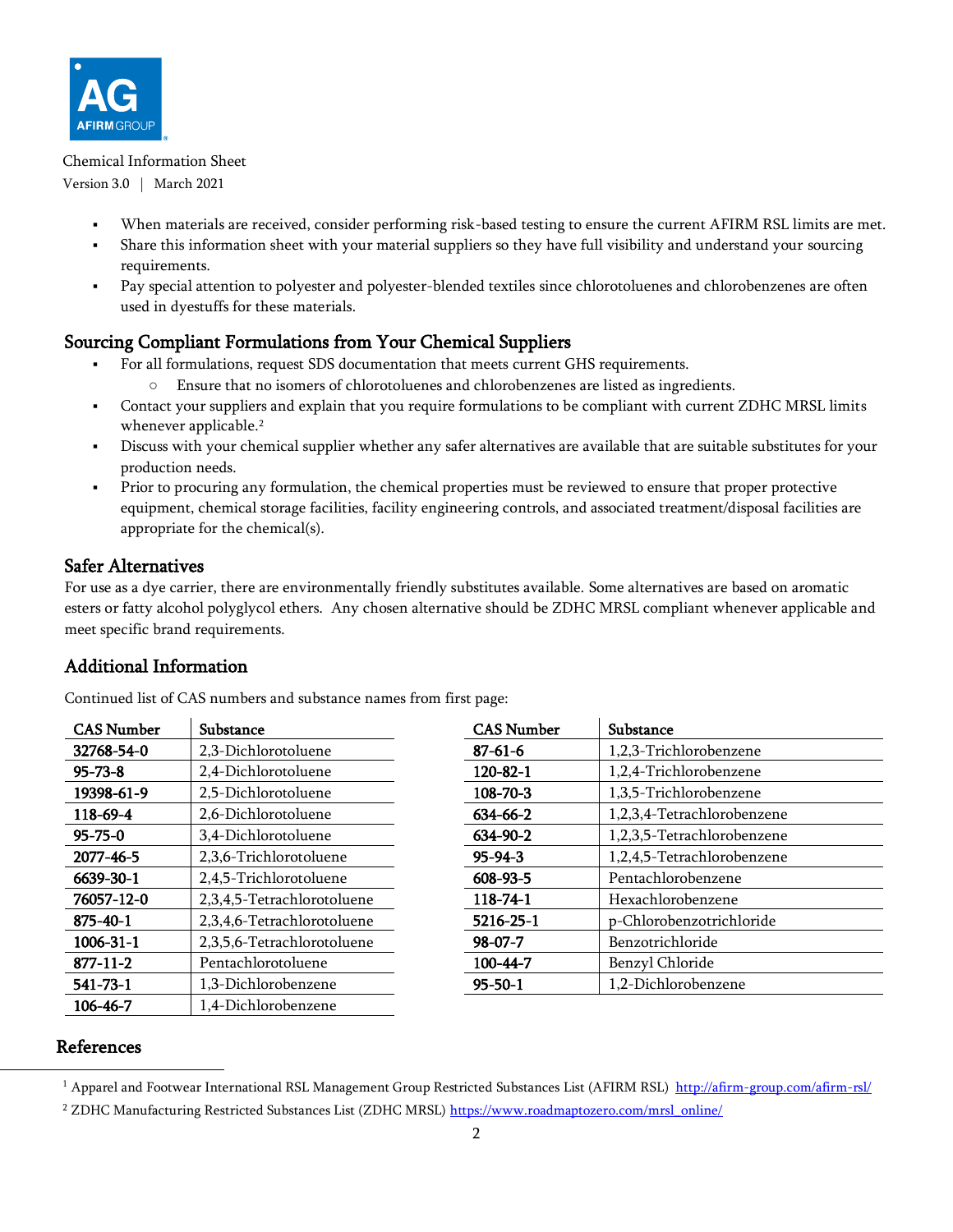Chemical Information Sheet
Version 3.0 | March 2021

- When materials are received, consider performing risk-based testing to ensure the current AFIRM RSL limits are met.
- Share this information sheet with your material suppliers so they have full visibility and understand your sourcing requirements.
- Pay special attention to polyester and polyester-blended textiles since chlorotoluenes and chlorobenzenes are often used in dyestuffs for these materials.

## Sourcing Compliant Formulations from Your Chemical Suppliers

- For all formulations, request SDS documentation that meets current GHS requirements.
  - Ensure that no isomers of chlorotoluenes and chlorobenzenes are listed as ingredients.
- Contact your suppliers and explain that you require formulations to be compliant with current ZDHC MRSL limits whenever applicable.[2]
- Discuss with your chemical supplier whether any safer alternatives are available that are suitable substitutes for your production needs.
- Prior to procuring any formulation, the chemical properties must be reviewed to ensure that proper protective equipment, chemical storage facilities, facility engineering controls, and associated treatment/disposal facilities are appropriate for the chemical(s).

## Safer Alternatives

For use as a dye carrier, there are environmentally friendly substitutes available. Some alternatives are based on aromatic esters or fatty alcohol polyglycol ethers. Any chosen alternative should be ZDHC MRSL compliant whenever applicable and meet specific brand requirements.

## Additional Information

Continued list of CAS numbers and substance names from first page:

| CAS Number | Substance |
|---|---|
| **32768-54-0** | 2,3-Dichlorotoluene |
| **95-73-8** | 2,4-Dichlorotoluene |
| **19398-61-9** | 2,5-Dichlorotoluene |
| **118-69-4** | 2,6-Dichlorotoluene |
| **95-75-0** | 3,4-Dichlorotoluene |
| **2077-46-5** | 2,3,6-Trichlorotoluene |
| **6639-30-1** | 2,4,5-Trichlorotoluene |
| **76057-12-0** | 2,3,4,5-Tetrachlorotoluene |
| **875-40-1** | 2,3,4,6-Tetrachlorotoluene |
| **1006-31-1** | 2,3,5,6-Tetrachlorotoluene |
| **877-11-2** | Pentachlorotoluene |
| **541-73-1** | 1,3-Dichlorobenzene |
| **106-46-7** | 1,4-Dichlorobenzene |

| CAS Number | Substance |
|---|---|
| **87-61-6** | 1,2,3-Trichlorobenzene |
| **120-82-1** | 1,2,4-Trichlorobenzene |
| **108-70-3** | 1,3,5-Trichlorobenzene |
| **634-66-2** | 1,2,3,4-Tetrachlorobenzene |
| **634-90-2** | 1,2,3,5-Tetrachlorobenzene |
| **95-94-3** | 1,2,4,5-Tetrachlorobenzene |
| **608-93-5** | Pentachlorobenzene |
| **118-74-1** | Hexachlorobenzene |
| **5216-25-1** | p-Chlorobenzotrichloride |
| **98-07-7** | Benzotrichloride |
| **100-44-7** | Benzyl Chloride |
| **95-50-1** | 1,2-Dichlorobenzene |

## References

[1] Apparel and Footwear International RSL Management Group Restricted Substances List (AFIRM RSL) http://afirm-group.com/afirm-rsl/

[2] ZDHC Manufacturing Restricted Substances List (ZDHC MRSL) https://www.roadmaptozero.com/mrsl_online/